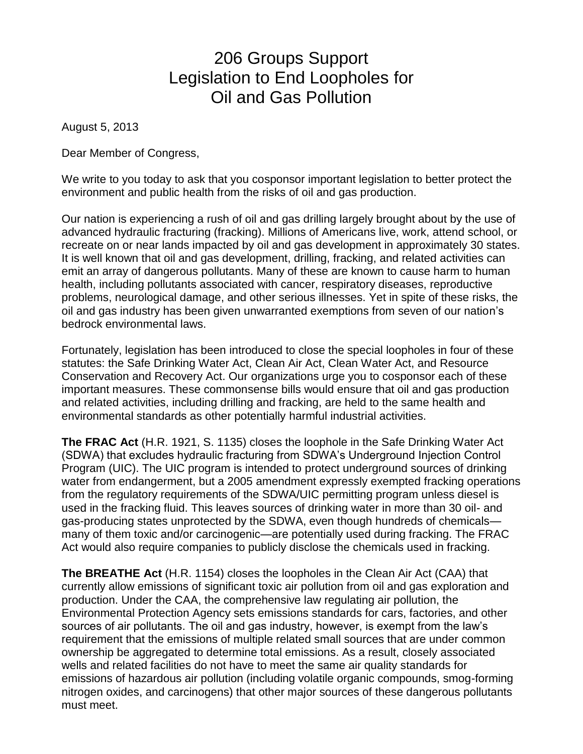# 206 Groups Support Legislation to End Loopholes for Oil and Gas Pollution

August 5, 2013

Dear Member of Congress,

We write to you today to ask that you cosponsor important legislation to better protect the environment and public health from the risks of oil and gas production.

Our nation is experiencing a rush of oil and gas drilling largely brought about by the use of advanced hydraulic fracturing (fracking). Millions of Americans live, work, attend school, or recreate on or near lands impacted by oil and gas development in approximately 30 states. It is well known that oil and gas development, drilling, fracking, and related activities can emit an array of dangerous pollutants. Many of these are known to cause harm to human health, including pollutants associated with cancer, respiratory diseases, reproductive problems, neurological damage, and other serious illnesses. Yet in spite of these risks, the oil and gas industry has been given unwarranted exemptions from seven of our nation's bedrock environmental laws.

Fortunately, legislation has been introduced to close the special loopholes in four of these statutes: the Safe Drinking Water Act, Clean Air Act, Clean Water Act, and Resource Conservation and Recovery Act. Our organizations urge you to cosponsor each of these important measures. These commonsense bills would ensure that oil and gas production and related activities, including drilling and fracking, are held to the same health and environmental standards as other potentially harmful industrial activities.

**The FRAC Act** (H.R. 1921, S. 1135) closes the loophole in the Safe Drinking Water Act (SDWA) that excludes hydraulic fracturing from SDWA's Underground Injection Control Program (UIC). The UIC program is intended to protect underground sources of drinking water from endangerment, but a 2005 amendment expressly exempted fracking operations from the regulatory requirements of the SDWA/UIC permitting program unless diesel is used in the fracking fluid. This leaves sources of drinking water in more than 30 oil- and gas-producing states unprotected by the SDWA, even though hundreds of chemicals—many of them toxic and/or carcinogenic—are potentially used during fracking. The FRAC Act would also require companies to publicly disclose the chemicals used in fracking.

**The BREATHE Act** (H.R. 1154) closes the loopholes in the Clean Air Act (CAA) that currently allow emissions of significant toxic air pollution from oil and gas exploration and production. Under the CAA, the comprehensive law regulating air pollution, the Environmental Protection Agency sets emissions standards for cars, factories, and other sources of air pollutants. The oil and gas industry, however, is exempt from the law's requirement that the emissions of multiple related small sources that are under common ownership be aggregated to determine total emissions. As a result, closely associated wells and related facilities do not have to meet the same air quality standards for emissions of hazardous air pollution (including volatile organic compounds, smog-forming nitrogen oxides, and carcinogens) that other major sources of these dangerous pollutants must meet.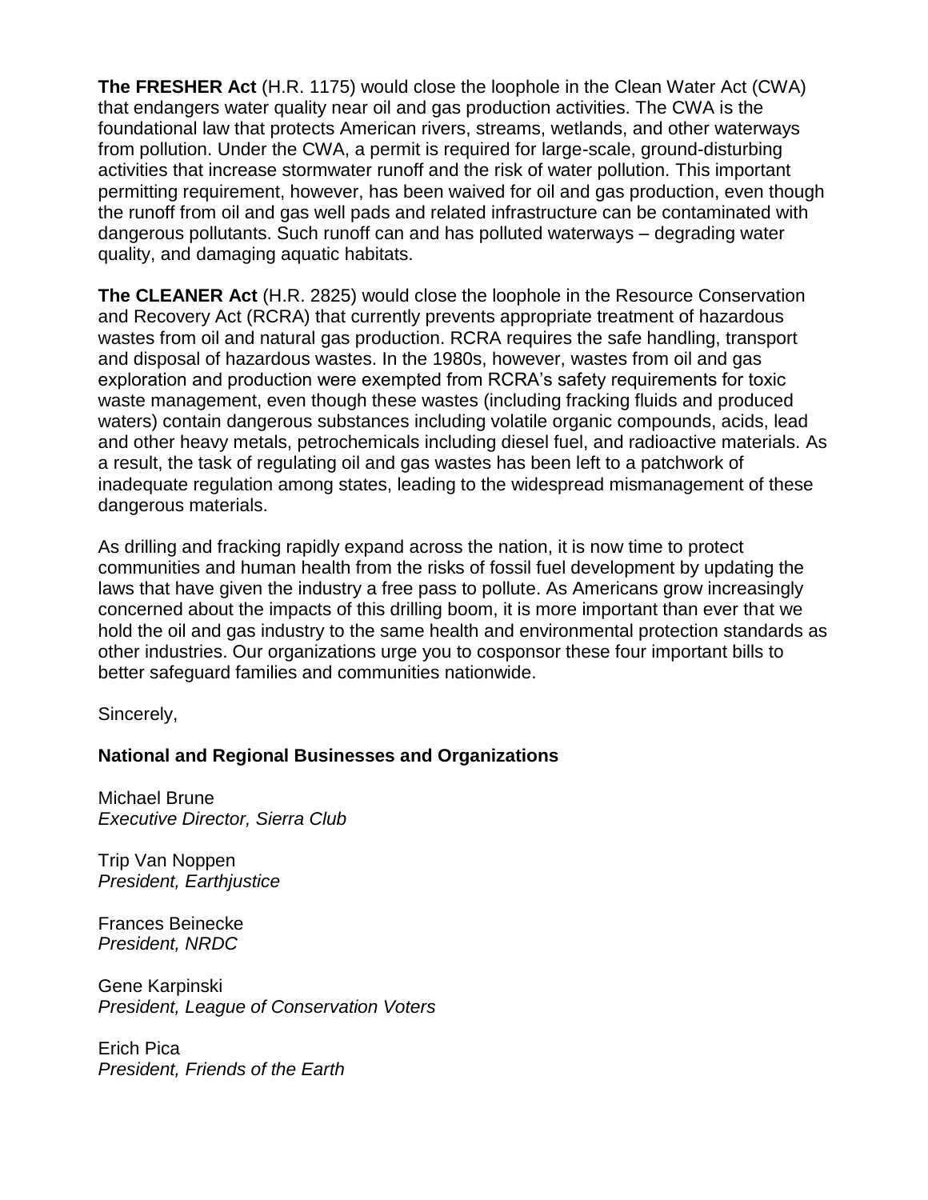**The FRESHER Act** (H.R. 1175) would close the loophole in the Clean Water Act (CWA) that endangers water quality near oil and gas production activities. The CWA is the foundational law that protects American rivers, streams, wetlands, and other waterways from pollution. Under the CWA, a permit is required for large-scale, ground-disturbing activities that increase stormwater runoff and the risk of water pollution. This important permitting requirement, however, has been waived for oil and gas production, even though the runoff from oil and gas well pads and related infrastructure can be contaminated with dangerous pollutants. Such runoff can and has polluted waterways – degrading water quality, and damaging aquatic habitats.

**The CLEANER Act** (H.R. 2825) would close the loophole in the Resource Conservation and Recovery Act (RCRA) that currently prevents appropriate treatment of hazardous wastes from oil and natural gas production. RCRA requires the safe handling, transport and disposal of hazardous wastes. In the 1980s, however, wastes from oil and gas exploration and production were exempted from RCRA's safety requirements for toxic waste management, even though these wastes (including fracking fluids and produced waters) contain dangerous substances including volatile organic compounds, acids, lead and other heavy metals, petrochemicals including diesel fuel, and radioactive materials. As a result, the task of regulating oil and gas wastes has been left to a patchwork of inadequate regulation among states, leading to the widespread mismanagement of these dangerous materials.

As drilling and fracking rapidly expand across the nation, it is now time to protect communities and human health from the risks of fossil fuel development by updating the laws that have given the industry a free pass to pollute. As Americans grow increasingly concerned about the impacts of this drilling boom, it is more important than ever that we hold the oil and gas industry to the same health and environmental protection standards as other industries. Our organizations urge you to cosponsor these four important bills to better safeguard families and communities nationwide.

Sincerely,

**National and Regional Businesses and Organizations**

Michael Brune
*Executive Director, Sierra Club*

Trip Van Noppen
*President, Earthjustice*

Frances Beinecke
*President, NRDC*

Gene Karpinski
*President, League of Conservation Voters*

Erich Pica
*President, Friends of the Earth*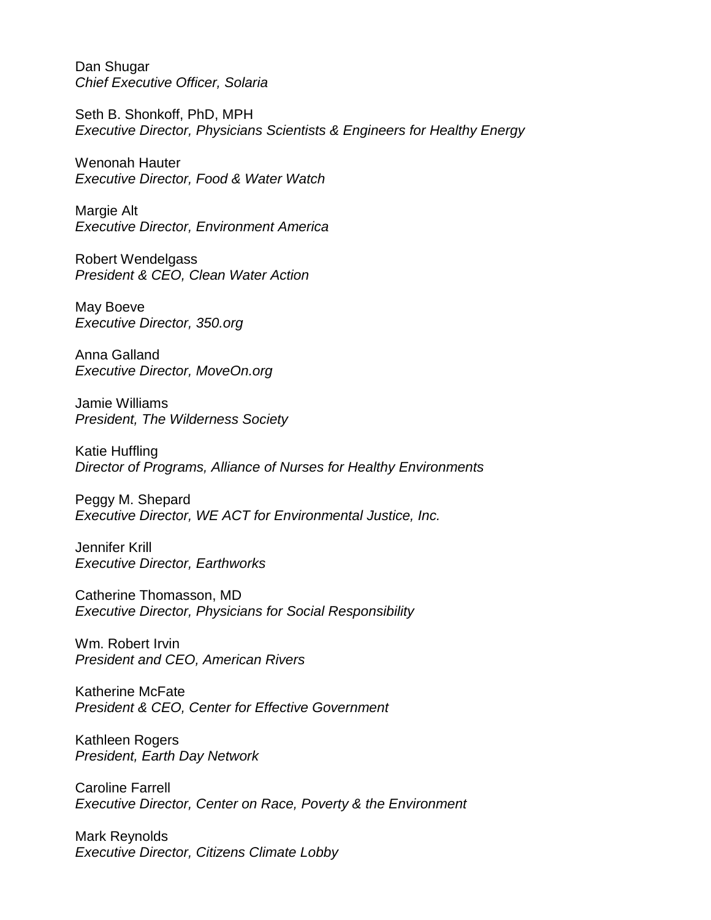Dan Shugar
*Chief Executive Officer, Solaria*

Seth B. Shonkoff, PhD, MPH
*Executive Director, Physicians Scientists & Engineers for Healthy Energy*

Wenonah Hauter
*Executive Director, Food & Water Watch*

Margie Alt
*Executive Director, Environment America*

Robert Wendelgass
*President & CEO, Clean Water Action*

May Boeve
*Executive Director, 350.org*

Anna Galland
*Executive Director, MoveOn.org*

Jamie Williams
*President, The Wilderness Society*

Katie Huffling
*Director of Programs, Alliance of Nurses for Healthy Environments*

Peggy M. Shepard
*Executive Director, WE ACT for Environmental Justice, Inc.*

Jennifer Krill
*Executive Director, Earthworks*

Catherine Thomasson, MD
*Executive Director, Physicians for Social Responsibility*

Wm. Robert Irvin
*President and CEO, American Rivers*

Katherine McFate
*President & CEO, Center for Effective Government*

Kathleen Rogers
*President, Earth Day Network*

Caroline Farrell
*Executive Director, Center on Race, Poverty & the Environment*

Mark Reynolds
*Executive Director, Citizens Climate Lobby*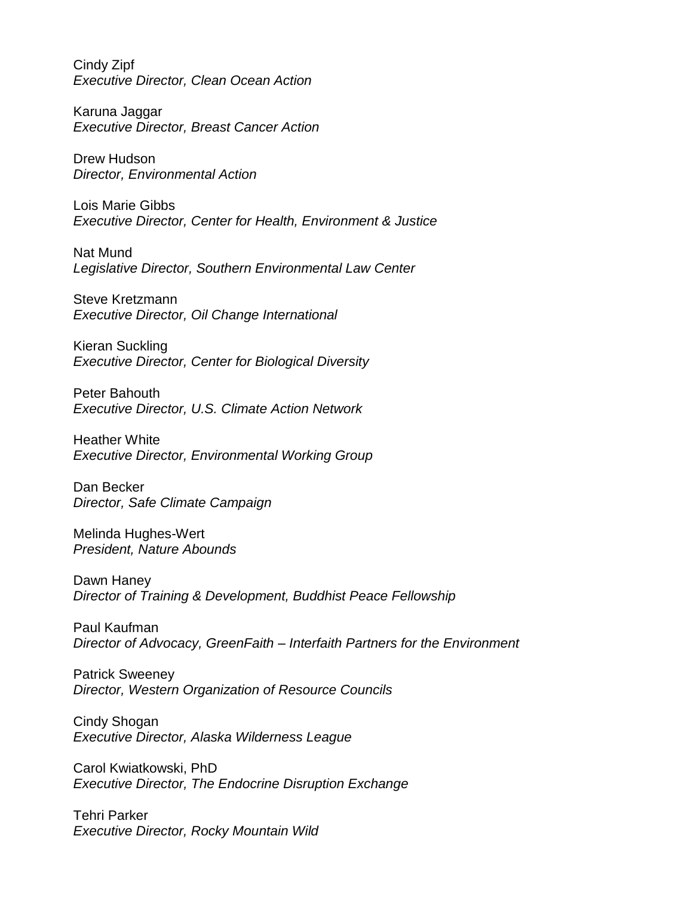Cindy Zipf
*Executive Director, Clean Ocean Action*

Karuna Jaggar
*Executive Director, Breast Cancer Action*

Drew Hudson
*Director, Environmental Action*

Lois Marie Gibbs
*Executive Director, Center for Health, Environment & Justice*

Nat Mund
*Legislative Director, Southern Environmental Law Center*

Steve Kretzmann
*Executive Director, Oil Change International*

Kieran Suckling
*Executive Director, Center for Biological Diversity*

Peter Bahouth
*Executive Director, U.S. Climate Action Network*

Heather White
*Executive Director, Environmental Working Group*

Dan Becker
*Director, Safe Climate Campaign*

Melinda Hughes-Wert
*President, Nature Abounds*

Dawn Haney
*Director of Training & Development, Buddhist Peace Fellowship*

Paul Kaufman
*Director of Advocacy, GreenFaith – Interfaith Partners for the Environment*

Patrick Sweeney
*Director, Western Organization of Resource Councils*

Cindy Shogan
*Executive Director, Alaska Wilderness League*

Carol Kwiatkowski, PhD
*Executive Director, The Endocrine Disruption Exchange*

Tehri Parker
*Executive Director, Rocky Mountain Wild*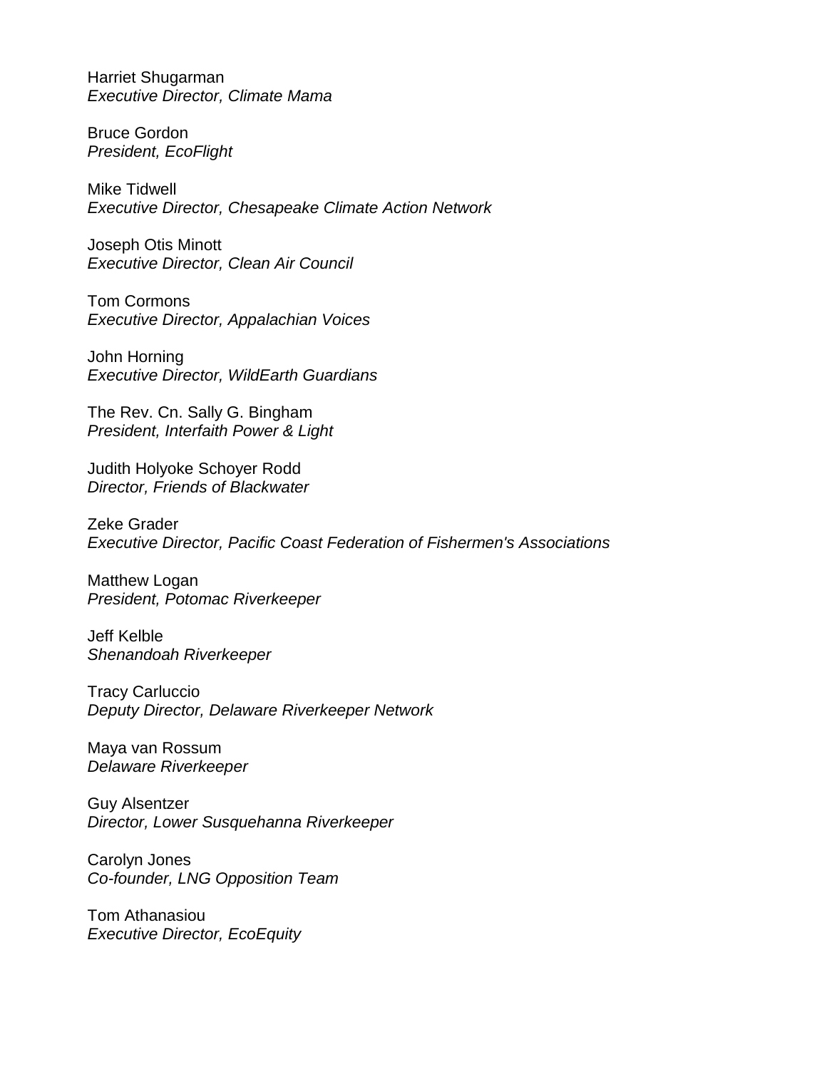Harriet Shugarman
*Executive Director, Climate Mama*

Bruce Gordon
*President, EcoFlight*

Mike Tidwell
*Executive Director, Chesapeake Climate Action Network*

Joseph Otis Minott
*Executive Director, Clean Air Council*

Tom Cormons
*Executive Director, Appalachian Voices*

John Horning
*Executive Director, WildEarth Guardians*

The Rev. Cn. Sally G. Bingham
*President, Interfaith Power & Light*

Judith Holyoke Schoyer Rodd
*Director, Friends of Blackwater*

Zeke Grader
*Executive Director, Pacific Coast Federation of Fishermen's Associations*

Matthew Logan
*President, Potomac Riverkeeper*

Jeff Kelble
*Shenandoah Riverkeeper*

Tracy Carluccio
*Deputy Director, Delaware Riverkeeper Network*

Maya van Rossum
*Delaware Riverkeeper*

Guy Alsentzer
*Director, Lower Susquehanna Riverkeeper*

Carolyn Jones
*Co-founder, LNG Opposition Team*

Tom Athanasiou
*Executive Director, EcoEquity*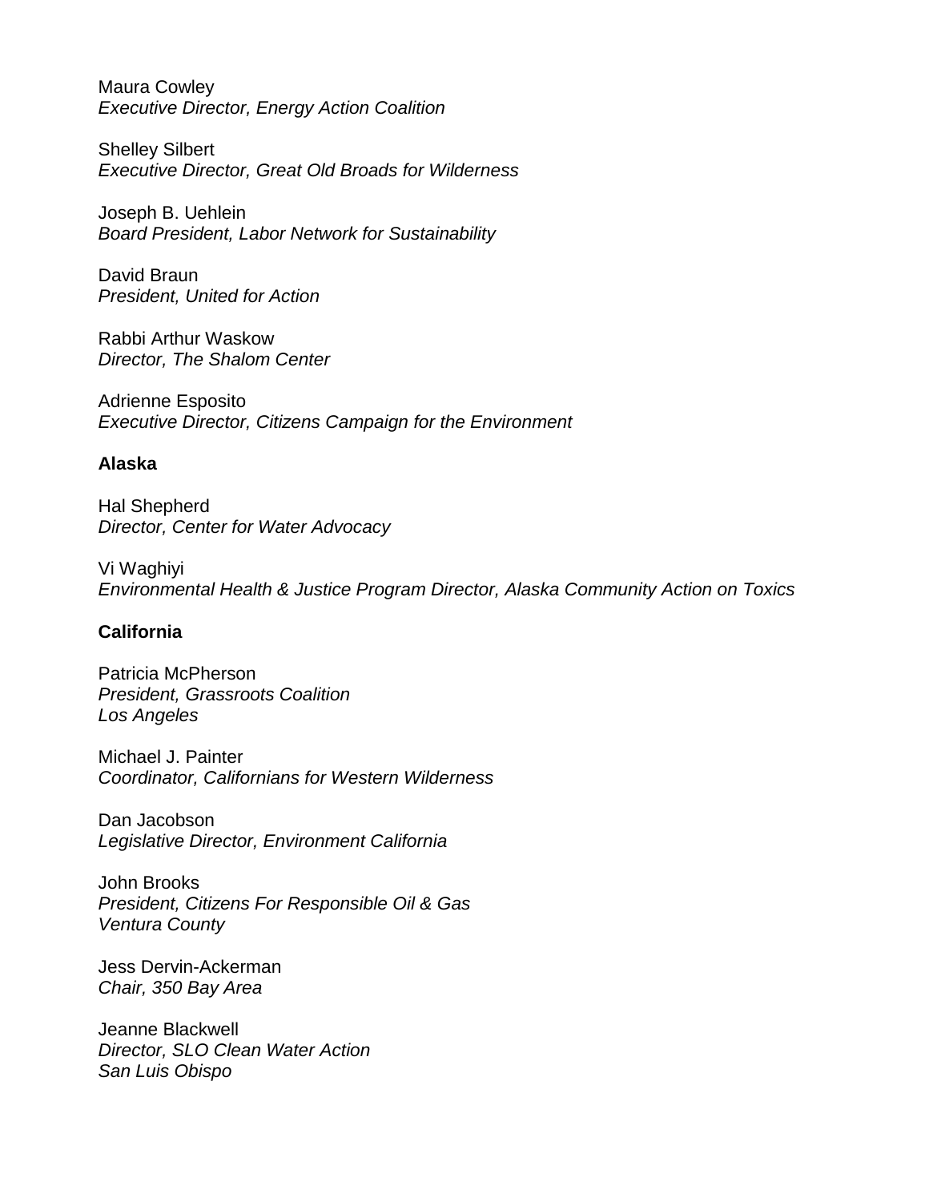Maura Cowley
*Executive Director, Energy Action Coalition*

Shelley Silbert
*Executive Director, Great Old Broads for Wilderness*

Joseph B. Uehlein
*Board President, Labor Network for Sustainability*

David Braun
*President, United for Action*

Rabbi Arthur Waskow
*Director, The Shalom Center*

Adrienne Esposito
*Executive Director, Citizens Campaign for the Environment*

**Alaska**

Hal Shepherd
*Director, Center for Water Advocacy*

Vi Waghiyi
*Environmental Health & Justice Program Director, Alaska Community Action on Toxics*

**California**

Patricia McPherson
*President, Grassroots Coalition*
*Los Angeles*

Michael J. Painter
*Coordinator, Californians for Western Wilderness*

Dan Jacobson
*Legislative Director, Environment California*

John Brooks
*President, Citizens For Responsible Oil & Gas*
*Ventura County*

Jess Dervin-Ackerman
*Chair, 350 Bay Area*

Jeanne Blackwell
*Director, SLO Clean Water Action*
*San Luis Obispo*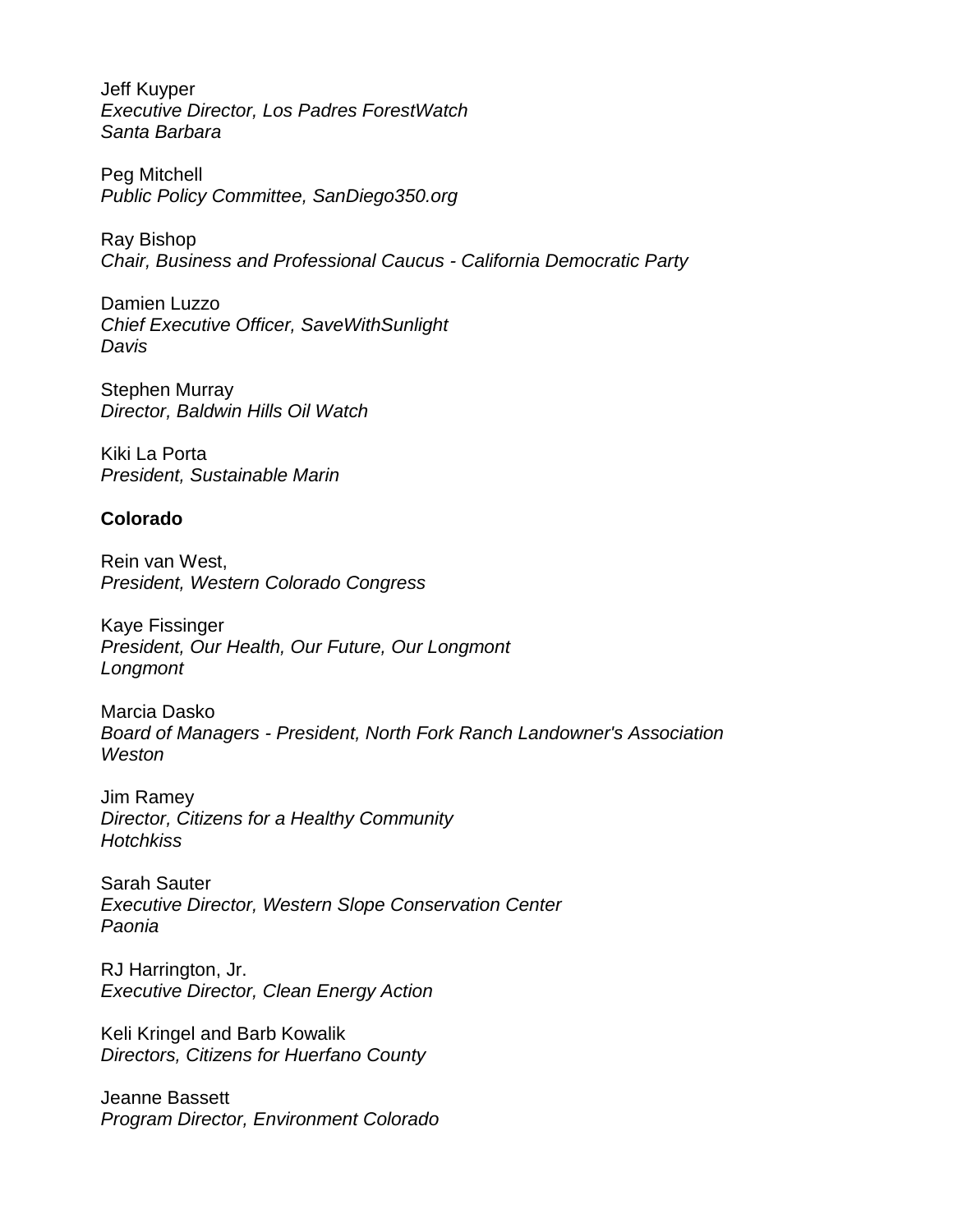Jeff Kuyper
*Executive Director, Los Padres ForestWatch*
*Santa Barbara*

Peg Mitchell
*Public Policy Committee, SanDiego350.org*

Ray Bishop
*Chair, Business and Professional Caucus - California Democratic Party*

Damien Luzzo
*Chief Executive Officer, SaveWithSunlight*
*Davis*

Stephen Murray
*Director, Baldwin Hills Oil Watch*

Kiki La Porta
*President, Sustainable Marin*

**Colorado**

Rein van West,
*President, Western Colorado Congress*

Kaye Fissinger
*President, Our Health, Our Future, Our Longmont*
*Longmont*

Marcia Dasko
*Board of Managers - President, North Fork Ranch Landowner's Association*
*Weston*

Jim Ramey
*Director, Citizens for a Healthy Community*
*Hotchkiss*

Sarah Sauter
*Executive Director, Western Slope Conservation Center*
*Paonia*

RJ Harrington, Jr.
*Executive Director, Clean Energy Action*

Keli Kringel and Barb Kowalik
*Directors, Citizens for Huerfano County*

Jeanne Bassett
*Program Director, Environment Colorado*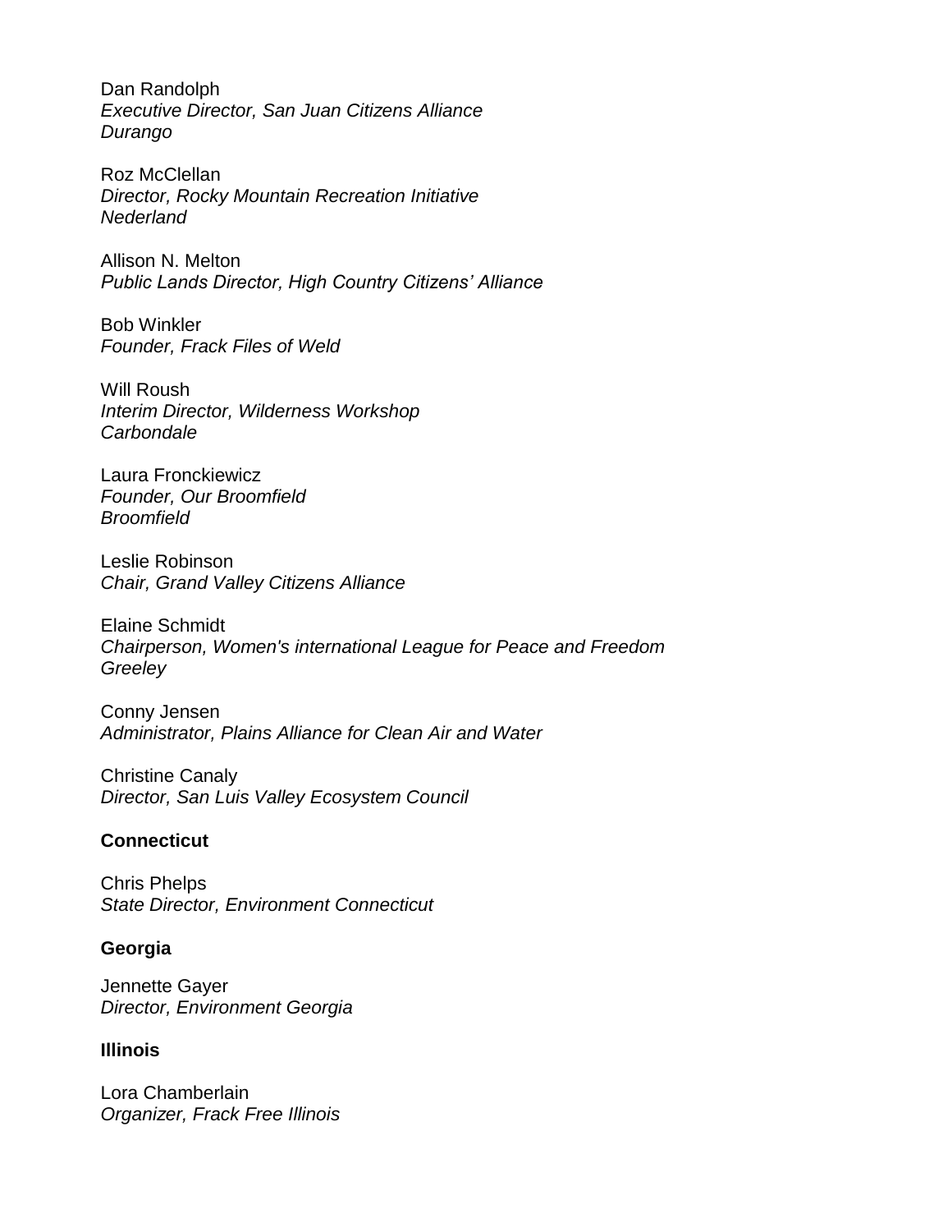Dan Randolph
*Executive Director, San Juan Citizens Alliance*
*Durango*

Roz McClellan
*Director, Rocky Mountain Recreation Initiative*
*Nederland*

Allison N. Melton
*Public Lands Director, High Country Citizens' Alliance*

Bob Winkler
*Founder, Frack Files of Weld*

Will Roush
*Interim Director, Wilderness Workshop*
*Carbondale*

Laura Fronckiewicz
*Founder, Our Broomfield*
*Broomfield*

Leslie Robinson
*Chair, Grand Valley Citizens Alliance*

Elaine Schmidt
*Chairperson, Women's international League for Peace and Freedom*
*Greeley*

Conny Jensen
*Administrator, Plains Alliance for Clean Air and Water*

Christine Canaly
*Director, San Luis Valley Ecosystem Council*

**Connecticut**

Chris Phelps
*State Director, Environment Connecticut*

**Georgia**

Jennette Gayer
*Director, Environment Georgia*

**Illinois**

Lora Chamberlain
*Organizer, Frack Free Illinois*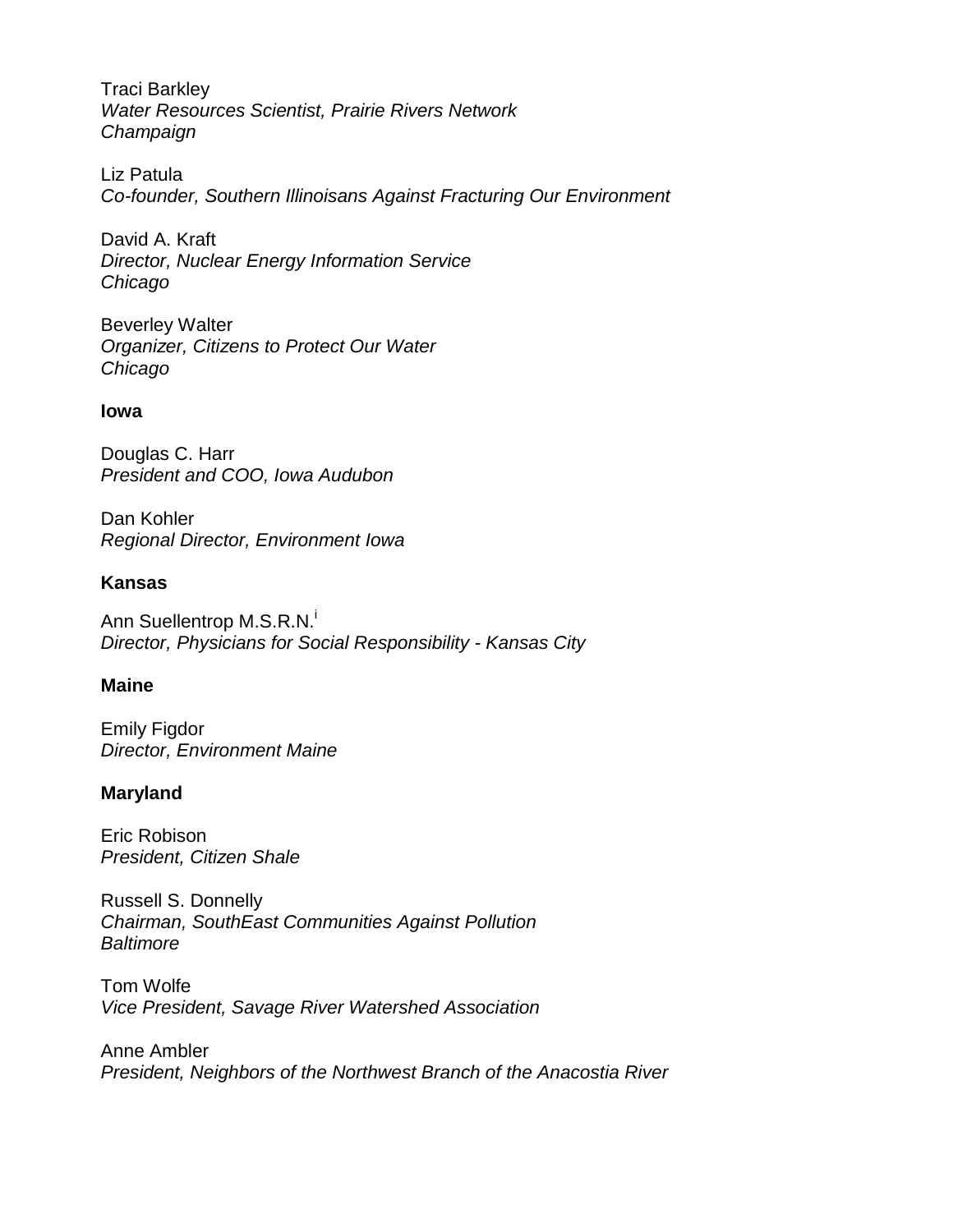Traci Barkley
*Water Resources Scientist, Prairie Rivers Network*
*Champaign*

Liz Patula
*Co-founder, Southern Illinoisans Against Fracturing Our Environment*

David A. Kraft
*Director, Nuclear Energy Information Service*
*Chicago*

Beverley Walter
*Organizer, Citizens to Protect Our Water*
*Chicago*

**Iowa**

Douglas C. Harr
*President and COO, Iowa Audubon*

Dan Kohler
*Regional Director, Environment Iowa*

**Kansas**

Ann Suellentrop M.S.R.N.[i]
*Director, Physicians for Social Responsibility - Kansas City*

**Maine**

Emily Figdor
*Director, Environment Maine*

**Maryland**

Eric Robison
*President, Citizen Shale*

Russell S. Donnelly
*Chairman, SouthEast Communities Against Pollution*
*Baltimore*

Tom Wolfe
*Vice President, Savage River Watershed Association*

Anne Ambler
*President, Neighbors of the Northwest Branch of the Anacostia River*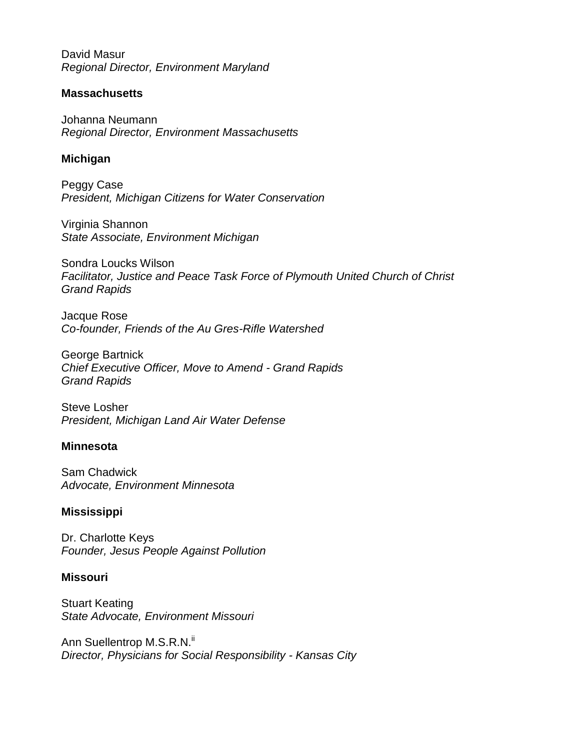David Masur
*Regional Director, Environment Maryland*

**Massachusetts**

Johanna Neumann
*Regional Director, Environment Massachusetts*

**Michigan**

Peggy Case
*President, Michigan Citizens for Water Conservation*

Virginia Shannon
*State Associate, Environment Michigan*

Sondra Loucks Wilson
*Facilitator, Justice and Peace Task Force of Plymouth United Church of Christ*
*Grand Rapids*

Jacque Rose
*Co-founder, Friends of the Au Gres-Rifle Watershed*

George Bartnick
*Chief Executive Officer, Move to Amend - Grand Rapids*
*Grand Rapids*

Steve Losher
*President, Michigan Land Air Water Defense*

**Minnesota**

Sam Chadwick
*Advocate, Environment Minnesota*

**Mississippi**

Dr. Charlotte Keys
*Founder, Jesus People Against Pollution*

**Missouri**

Stuart Keating
*State Advocate, Environment Missouri*

Ann Suellentrop M.S.R.N.[ii]
*Director, Physicians for Social Responsibility - Kansas City*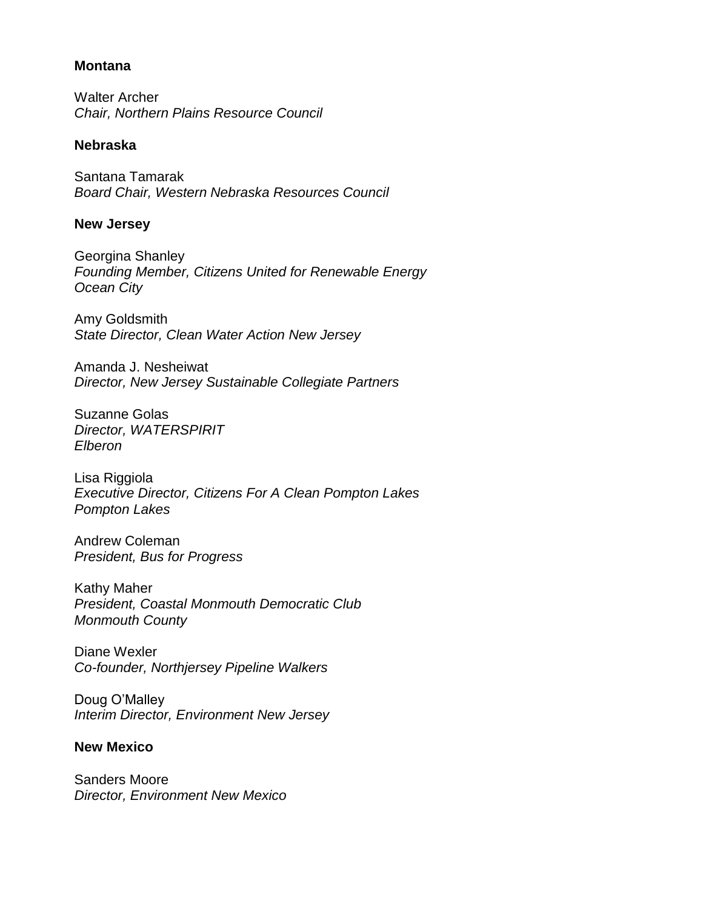**Montana**

Walter Archer
*Chair, Northern Plains Resource Council*

**Nebraska**

Santana Tamarak
*Board Chair, Western Nebraska Resources Council*

**New Jersey**

Georgina Shanley
*Founding Member, Citizens United for Renewable Energy*
*Ocean City*

Amy Goldsmith
*State Director, Clean Water Action New Jersey*

Amanda J. Nesheiwat
*Director, New Jersey Sustainable Collegiate Partners*

Suzanne Golas
*Director, WATERSPIRIT*
*Elberon*

Lisa Riggiola
*Executive Director, Citizens For A Clean Pompton Lakes*
*Pompton Lakes*

Andrew Coleman
*President, Bus for Progress*

Kathy Maher
*President, Coastal Monmouth Democratic Club*
*Monmouth County*

Diane Wexler
*Co-founder, Northjersey Pipeline Walkers*

Doug O'Malley
*Interim Director, Environment New Jersey*

**New Mexico**

Sanders Moore
*Director, Environment New Mexico*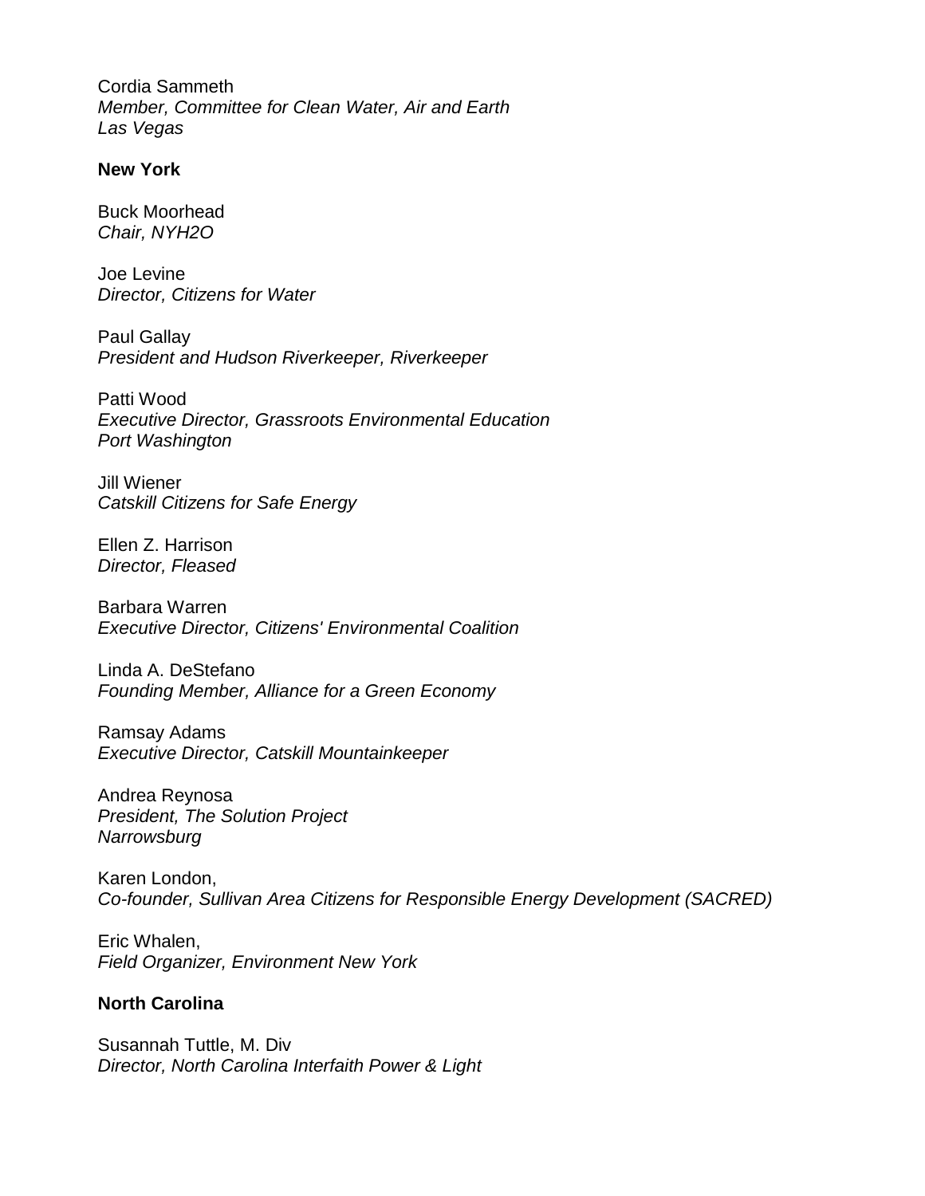Cordia Sammeth  
*Member, Committee for Clean Water, Air and Earth*  
*Las Vegas*

**New York**

Buck Moorhead  
*Chair, NYH2O*

Joe Levine  
*Director, Citizens for Water*

Paul Gallay  
*President and Hudson Riverkeeper, Riverkeeper*

Patti Wood  
*Executive Director, Grassroots Environmental Education*  
*Port Washington*

Jill Wiener  
*Catskill Citizens for Safe Energy*

Ellen Z. Harrison  
*Director, Fleased*

Barbara Warren  
*Executive Director, Citizens' Environmental Coalition*

Linda A. DeStefano  
*Founding Member, Alliance for a Green Economy*

Ramsay Adams  
*Executive Director, Catskill Mountainkeeper*

Andrea Reynosa  
*President, The Solution Project*  
*Narrowsburg*

Karen London,  
*Co-founder, Sullivan Area Citizens for Responsible Energy Development (SACRED)*

Eric Whalen,  
*Field Organizer, Environment New York*

**North Carolina**

Susannah Tuttle, M. Div  
*Director, North Carolina Interfaith Power & Light*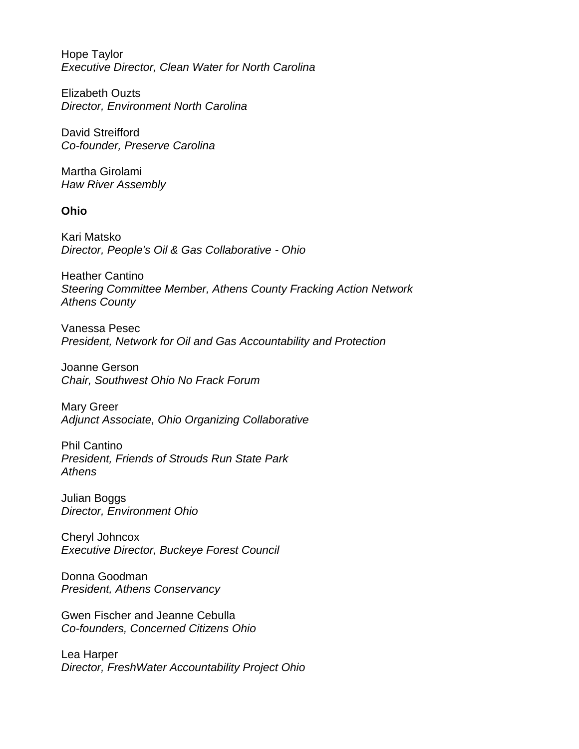Hope Taylor
*Executive Director, Clean Water for North Carolina*

Elizabeth Ouzts
*Director, Environment North Carolina*

David Streifford
*Co-founder, Preserve Carolina*

Martha Girolami
*Haw River Assembly*

**Ohio**

Kari Matsko
*Director, People's Oil & Gas Collaborative - Ohio*

Heather Cantino
*Steering Committee Member, Athens County Fracking Action Network*
*Athens County*

Vanessa Pesec
*President, Network for Oil and Gas Accountability and Protection*

Joanne Gerson
*Chair, Southwest Ohio No Frack Forum*

Mary Greer
*Adjunct Associate, Ohio Organizing Collaborative*

Phil Cantino
*President, Friends of Strouds Run State Park*
*Athens*

Julian Boggs
*Director, Environment Ohio*

Cheryl Johncox
*Executive Director, Buckeye Forest Council*

Donna Goodman
*President, Athens Conservancy*

Gwen Fischer and Jeanne Cebulla
*Co-founders, Concerned Citizens Ohio*

Lea Harper
*Director, FreshWater Accountability Project Ohio*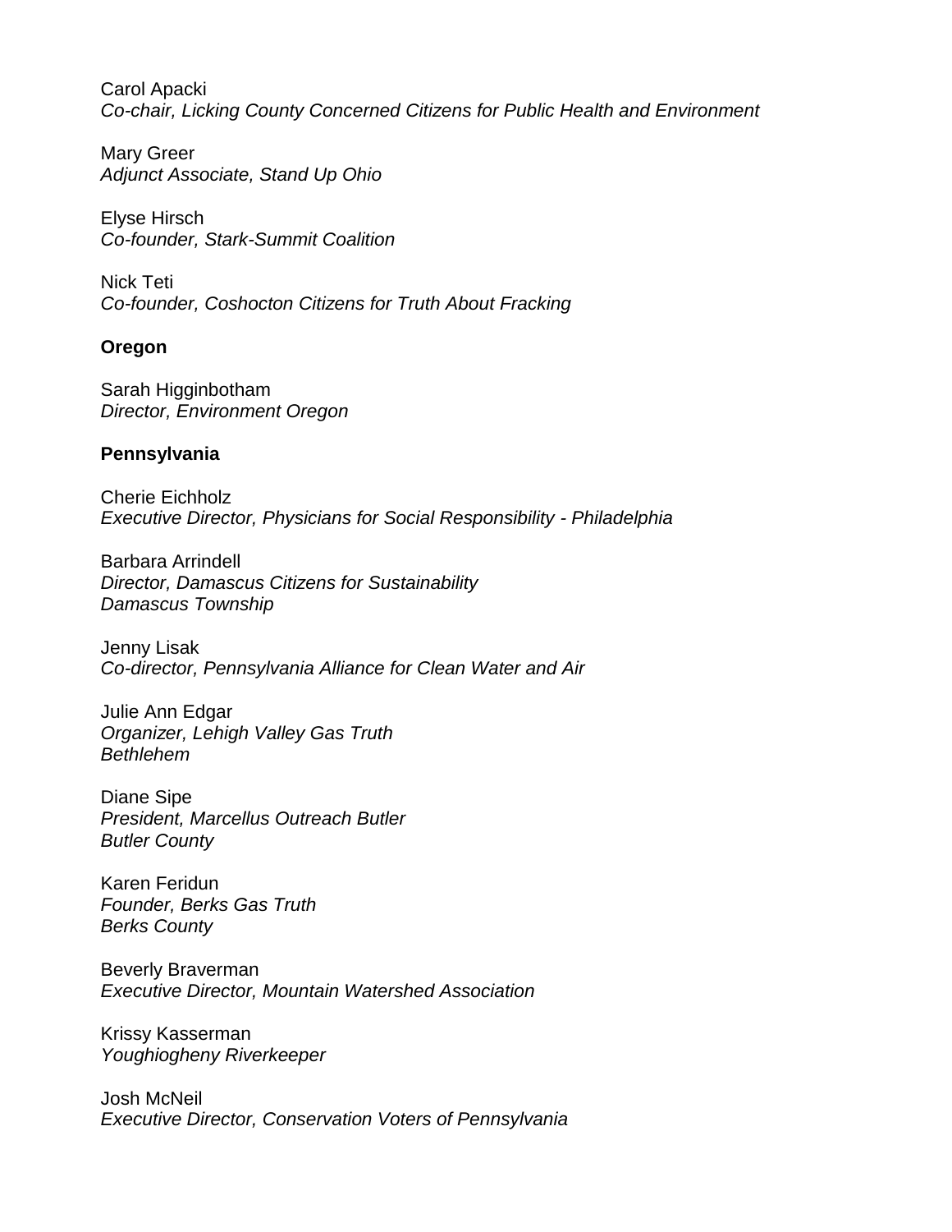Carol Apacki
*Co-chair, Licking County Concerned Citizens for Public Health and Environment*

Mary Greer
*Adjunct Associate, Stand Up Ohio*

Elyse Hirsch
*Co-founder, Stark-Summit Coalition*

Nick Teti
*Co-founder, Coshocton Citizens for Truth About Fracking*

**Oregon**

Sarah Higginbotham
*Director, Environment Oregon*

**Pennsylvania**

Cherie Eichholz
*Executive Director, Physicians for Social Responsibility - Philadelphia*

Barbara Arrindell
*Director, Damascus Citizens for Sustainability*
*Damascus Township*

Jenny Lisak
*Co-director, Pennsylvania Alliance for Clean Water and Air*

Julie Ann Edgar
*Organizer, Lehigh Valley Gas Truth*
*Bethlehem*

Diane Sipe
*President, Marcellus Outreach Butler*
*Butler County*

Karen Feridun
*Founder, Berks Gas Truth*
*Berks County*

Beverly Braverman
*Executive Director, Mountain Watershed Association*

Krissy Kasserman
*Youghiogheny Riverkeeper*

Josh McNeil
*Executive Director, Conservation Voters of Pennsylvania*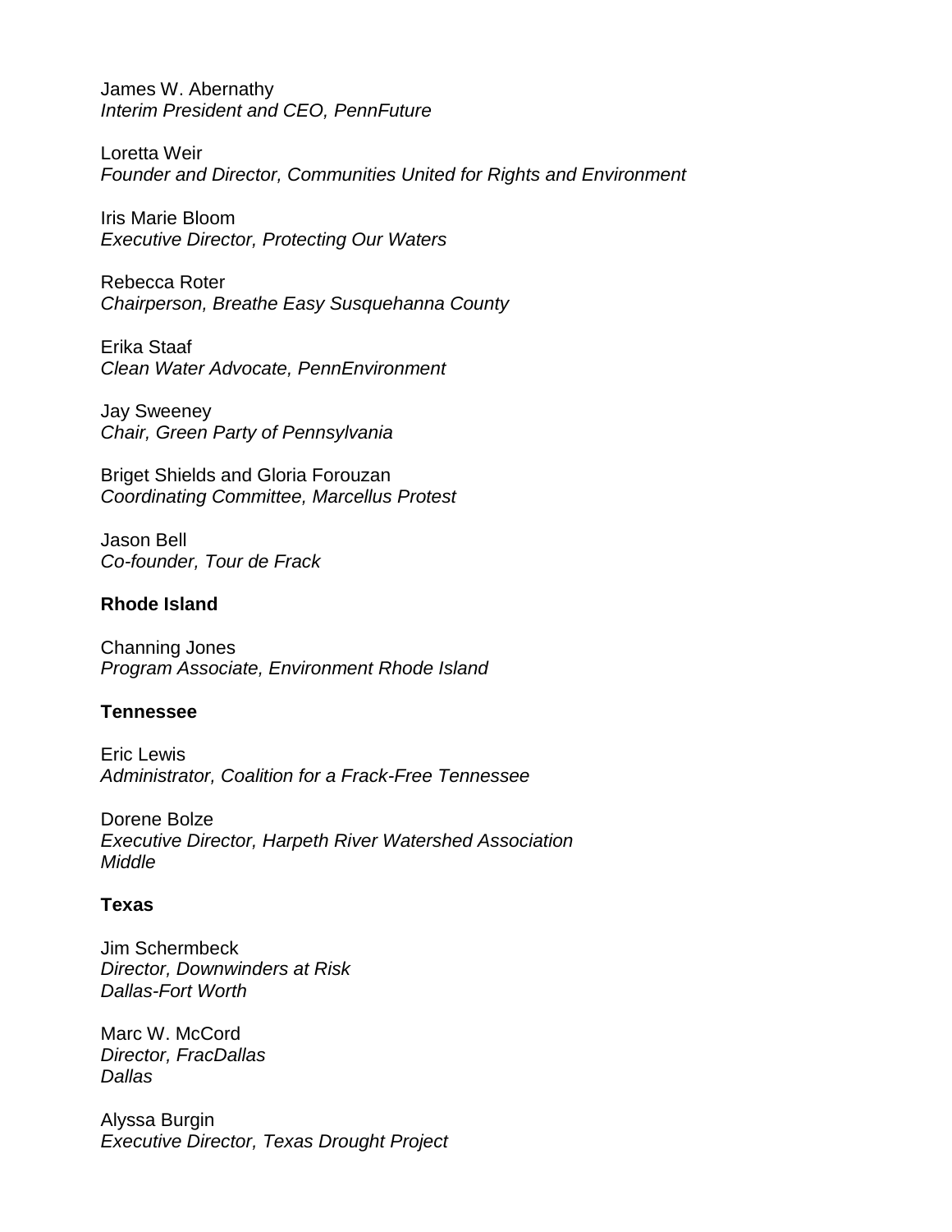James W. Abernathy
*Interim President and CEO, PennFuture*

Loretta Weir
*Founder and Director, Communities United for Rights and Environment*

Iris Marie Bloom
*Executive Director, Protecting Our Waters*

Rebecca Roter
*Chairperson, Breathe Easy Susquehanna County*

Erika Staaf
*Clean Water Advocate, PennEnvironment*

Jay Sweeney
*Chair, Green Party of Pennsylvania*

Briget Shields and Gloria Forouzan
*Coordinating Committee, Marcellus Protest*

Jason Bell
*Co-founder, Tour de Frack*

**Rhode Island**

Channing Jones
*Program Associate, Environment Rhode Island*

**Tennessee**

Eric Lewis
*Administrator, Coalition for a Frack-Free Tennessee*

Dorene Bolze
*Executive Director, Harpeth River Watershed Association*
*Middle*

**Texas**

Jim Schermbeck
*Director, Downwinders at Risk*
*Dallas-Fort Worth*

Marc W. McCord
*Director, FracDallas*
*Dallas*

Alyssa Burgin
*Executive Director, Texas Drought Project*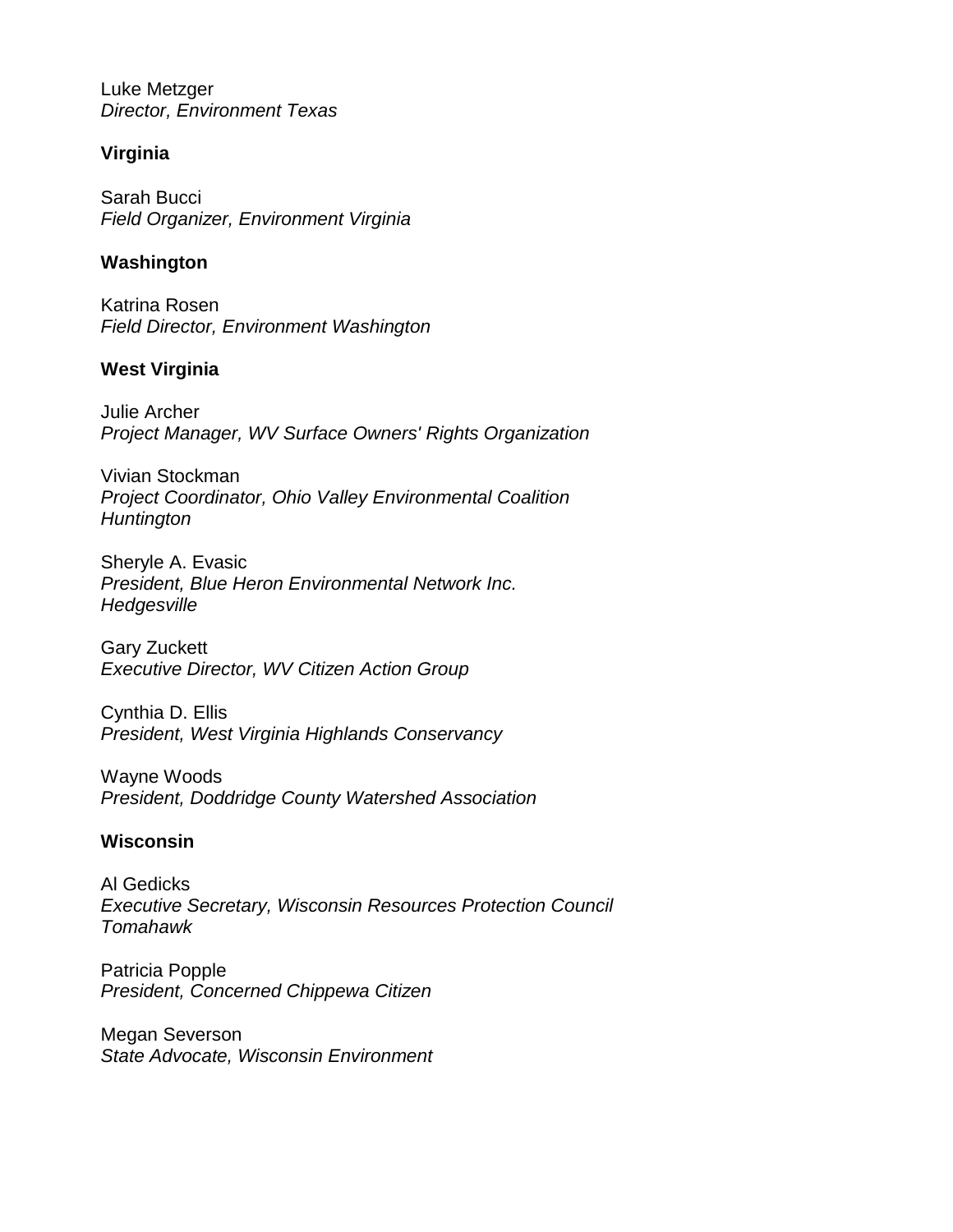Luke Metzger
*Director, Environment Texas*

**Virginia**

Sarah Bucci
*Field Organizer, Environment Virginia*

**Washington**

Katrina Rosen
*Field Director, Environment Washington*

**West Virginia**

Julie Archer
*Project Manager, WV Surface Owners' Rights Organization*

Vivian Stockman
*Project Coordinator, Ohio Valley Environmental Coalition*
*Huntington*

Sheryle A. Evasic
*President, Blue Heron Environmental Network Inc.*
*Hedgesville*

Gary Zuckett
*Executive Director, WV Citizen Action Group*

Cynthia D. Ellis
*President, West Virginia Highlands Conservancy*

Wayne Woods
*President, Doddridge County Watershed Association*

**Wisconsin**

Al Gedicks
*Executive Secretary, Wisconsin Resources Protection Council*
*Tomahawk*

Patricia Popple
*President, Concerned Chippewa Citizen*

Megan Severson
*State Advocate, Wisconsin Environment*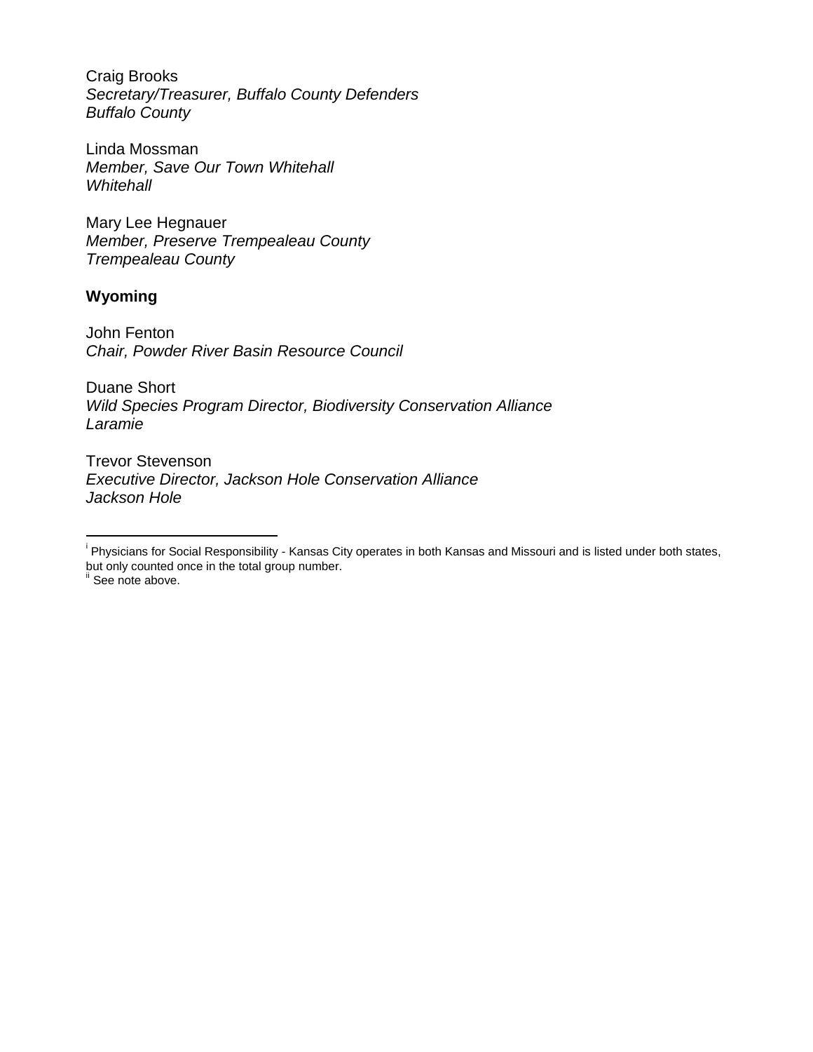Craig Brooks
*Secretary/Treasurer, Buffalo County Defenders*
*Buffalo County*

Linda Mossman
*Member, Save Our Town Whitehall*
*Whitehall*

Mary Lee Hegnauer
*Member, Preserve Trempealeau County*
*Trempealeau County*

**Wyoming**

John Fenton
*Chair, Powder River Basin Resource Council*

Duane Short
*Wild Species Program Director, Biodiversity Conservation Alliance*
*Laramie*

Trevor Stevenson
*Executive Director, Jackson Hole Conservation Alliance*
*Jackson Hole*

---

[i] Physicians for Social Responsibility - Kansas City operates in both Kansas and Missouri and is listed under both states, but only counted once in the total group number.
[ii] See note above.